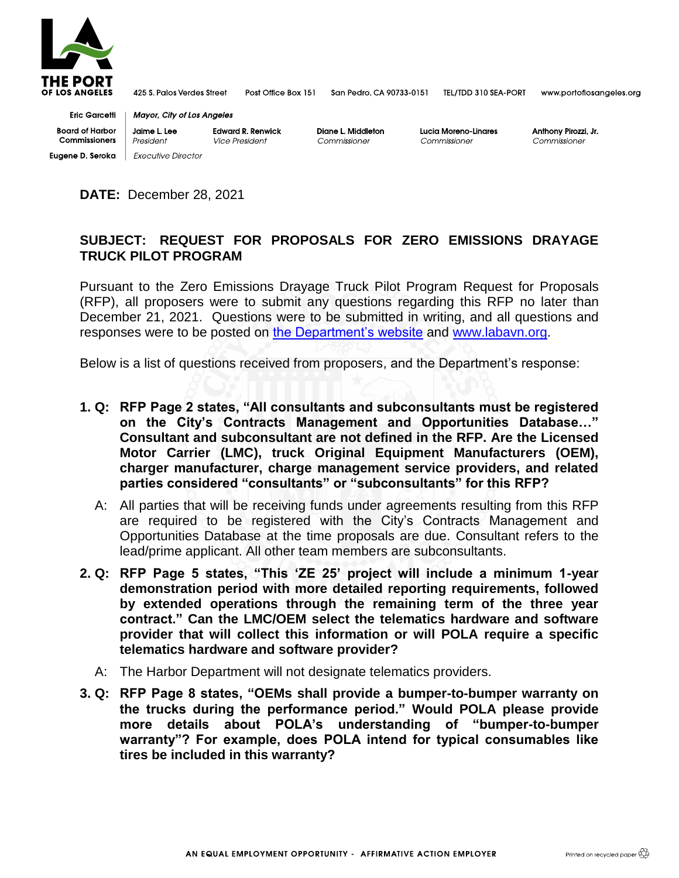THE PORT OF LOS ANGELES

425 S. Palos Verdes Street Post Office Box 151 San Pedro, CA 90733-0151 TEL/TDD 310 SEA-PORT www.portoflosangeles.org

Eric Garcetti | *Mayor, City of Los Angeles*

Board of Harbor Commissioners | Jaime L. Lee, *President* | Edward R. Renwick, *Vice President* | Diane L. Middleton, *Commissioner* | Lucia Moreno-Linares, *Commissioner* | Anthony Pirozzi, Jr., *Commissioner*

Eugene D. Seroka | *Executive Director*

**DATE:** December 28, 2021

**SUBJECT: REQUEST FOR PROPOSALS FOR ZERO EMISSIONS DRAYAGE TRUCK PILOT PROGRAM**

Pursuant to the Zero Emissions Drayage Truck Pilot Program Request for Proposals (RFP), all proposers were to submit any questions regarding this RFP no later than December 21, 2021. Questions were to be submitted in writing, and all questions and responses were to be posted on [the Department's website]() and [www.labavn.org]().

Below is a list of questions received from proposers, and the Department's response:

1. **Q: RFP Page 2 states, "All consultants and subconsultants must be registered on the City's Contracts Management and Opportunities Database…" Consultant and subconsultant are not defined in the RFP. Are the Licensed Motor Carrier (LMC), truck Original Equipment Manufacturers (OEM), charger manufacturer, charge management service providers, and related parties considered "consultants" or "subconsultants" for this RFP?**

   A: All parties that will be receiving funds under agreements resulting from this RFP are required to be registered with the City's Contracts Management and Opportunities Database at the time proposals are due. Consultant refers to the lead/prime applicant. All other team members are subconsultants.

2. **Q: RFP Page 5 states, "This 'ZE 25' project will include a minimum 1-year demonstration period with more detailed reporting requirements, followed by extended operations through the remaining term of the three year contract." Can the LMC/OEM select the telematics hardware and software provider that will collect this information or will POLA require a specific telematics hardware and software provider?**

   A: The Harbor Department will not designate telematics providers.

3. **Q: RFP Page 8 states, "OEMs shall provide a bumper-to-bumper warranty on the trucks during the performance period." Would POLA please provide more details about POLA's understanding of "bumper-to-bumper warranty"? For example, does POLA intend for typical consumables like tires be included in this warranty?**

AN EQUAL EMPLOYMENT OPPORTUNITY - AFFIRMATIVE ACTION EMPLOYER

Printed on recycled paper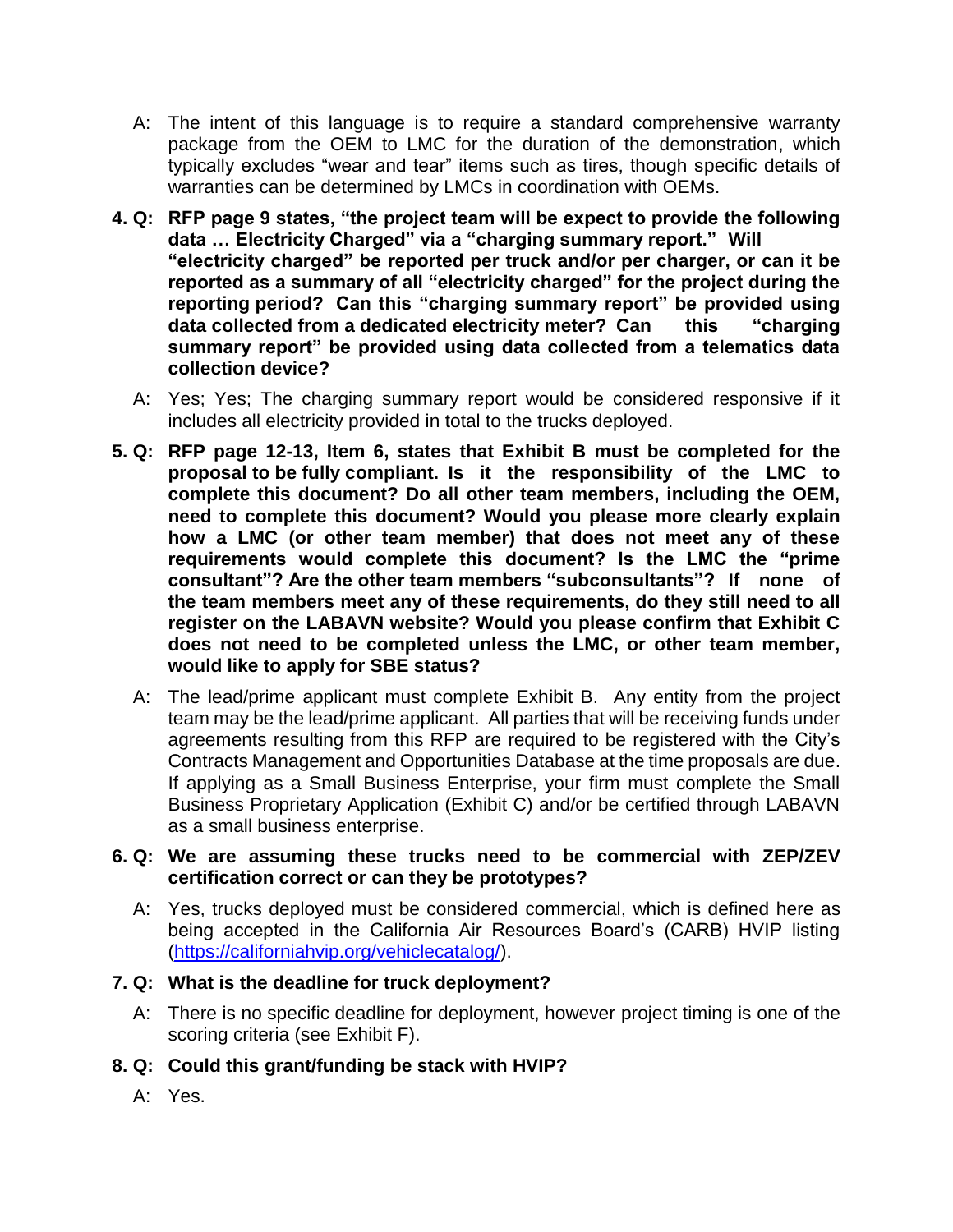A: The intent of this language is to require a standard comprehensive warranty package from the OEM to LMC for the duration of the demonstration, which typically excludes "wear and tear" items such as tires, though specific details of warranties can be determined by LMCs in coordination with OEMs.

**4. Q: RFP page 9 states, "the project team will be expect to provide the following data … Electricity Charged" via a "charging summary report." Will "electricity charged" be reported per truck and/or per charger, or can it be reported as a summary of all "electricity charged" for the project during the reporting period? Can this "charging summary report" be provided using data collected from a dedicated electricity meter? Can this "charging summary report" be provided using data collected from a telematics data collection device?**

A: Yes; Yes; The charging summary report would be considered responsive if it includes all electricity provided in total to the trucks deployed.

**5. Q: RFP page 12-13, Item 6, states that Exhibit B must be completed for the proposal to be fully compliant. Is it the responsibility of the LMC to complete this document? Do all other team members, including the OEM, need to complete this document? Would you please more clearly explain how a LMC (or other team member) that does not meet any of these requirements would complete this document? Is the LMC the "prime consultant"? Are the other team members "subconsultants"? If none of the team members meet any of these requirements, do they still need to all register on the LABAVN website? Would you please confirm that Exhibit C does not need to be completed unless the LMC, or other team member, would like to apply for SBE status?**

A: The lead/prime applicant must complete Exhibit B. Any entity from the project team may be the lead/prime applicant. All parties that will be receiving funds under agreements resulting from this RFP are required to be registered with the City's Contracts Management and Opportunities Database at the time proposals are due. If applying as a Small Business Enterprise, your firm must complete the Small Business Proprietary Application (Exhibit C) and/or be certified through LABAVN as a small business enterprise.

**6. Q: We are assuming these trucks need to be commercial with ZEP/ZEV certification correct or can they be prototypes?**

A: Yes, trucks deployed must be considered commercial, which is defined here as being accepted in the California Air Resources Board's (CARB) HVIP listing ([https://californiahvip.org/vehiclecatalog/](https://californiahvip.org/vehiclecatalog/)).

**7. Q: What is the deadline for truck deployment?**

A: There is no specific deadline for deployment, however project timing is one of the scoring criteria (see Exhibit F).

**8. Q: Could this grant/funding be stack with HVIP?**

A: Yes.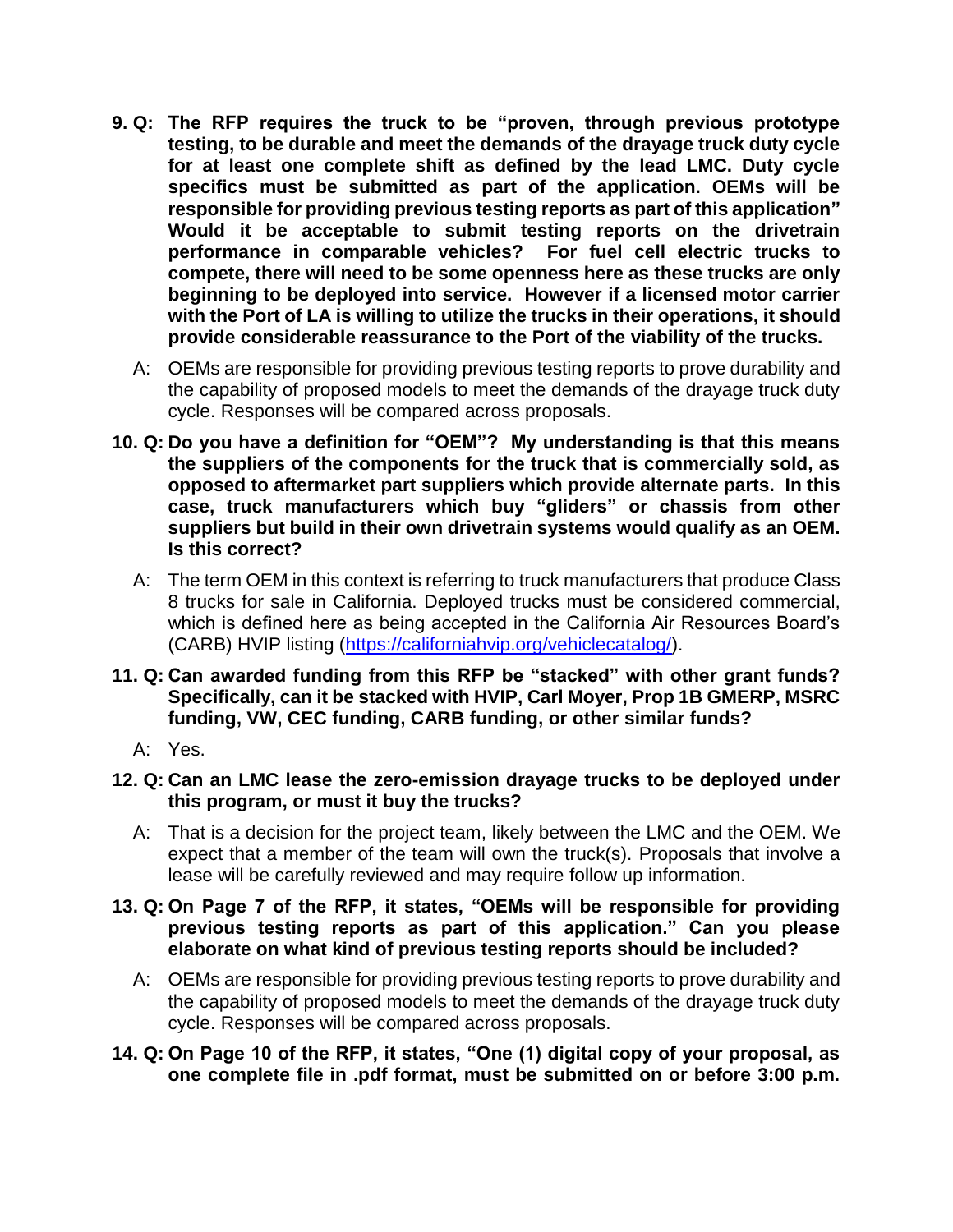**9. Q: The RFP requires the truck to be "proven, through previous prototype testing, to be durable and meet the demands of the drayage truck duty cycle for at least one complete shift as defined by the lead LMC. Duty cycle specifics must be submitted as part of the application. OEMs will be responsible for providing previous testing reports as part of this application" Would it be acceptable to submit testing reports on the drivetrain performance in comparable vehicles? For fuel cell electric trucks to compete, there will need to be some openness here as these trucks are only beginning to be deployed into service. However if a licensed motor carrier with the Port of LA is willing to utilize the trucks in their operations, it should provide considerable reassurance to the Port of the viability of the trucks.**

A: OEMs are responsible for providing previous testing reports to prove durability and the capability of proposed models to meet the demands of the drayage truck duty cycle. Responses will be compared across proposals.

**10. Q: Do you have a definition for "OEM"? My understanding is that this means the suppliers of the components for the truck that is commercially sold, as opposed to aftermarket part suppliers which provide alternate parts. In this case, truck manufacturers which buy "gliders" or chassis from other suppliers but build in their own drivetrain systems would qualify as an OEM. Is this correct?**

A: The term OEM in this context is referring to truck manufacturers that produce Class 8 trucks for sale in California. Deployed trucks must be considered commercial, which is defined here as being accepted in the California Air Resources Board's (CARB) HVIP listing (https://californiahvip.org/vehiclecatalog/).

**11. Q: Can awarded funding from this RFP be "stacked" with other grant funds? Specifically, can it be stacked with HVIP, Carl Moyer, Prop 1B GMERP, MSRC funding, VW, CEC funding, CARB funding, or other similar funds?**

A: Yes.

**12. Q: Can an LMC lease the zero-emission drayage trucks to be deployed under this program, or must it buy the trucks?**

A: That is a decision for the project team, likely between the LMC and the OEM. We expect that a member of the team will own the truck(s). Proposals that involve a lease will be carefully reviewed and may require follow up information.

**13. Q: On Page 7 of the RFP, it states, "OEMs will be responsible for providing previous testing reports as part of this application." Can you please elaborate on what kind of previous testing reports should be included?**

A: OEMs are responsible for providing previous testing reports to prove durability and the capability of proposed models to meet the demands of the drayage truck duty cycle. Responses will be compared across proposals.

**14. Q: On Page 10 of the RFP, it states, "One (1) digital copy of your proposal, as one complete file in .pdf format, must be submitted on or before 3:00 p.m.**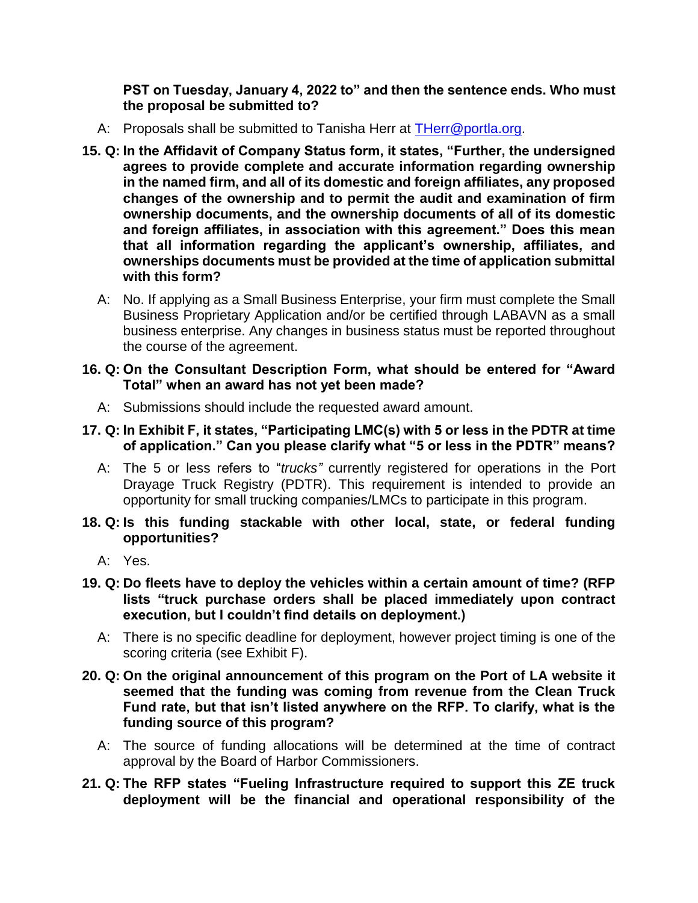**PST on Tuesday, January 4, 2022 to" and then the sentence ends. Who must the proposal be submitted to?**

A: Proposals shall be submitted to Tanisha Herr at [THerr@portla.org](mailto:THerr@portla.org).

**15. Q: In the Affidavit of Company Status form, it states, "Further, the undersigned agrees to provide complete and accurate information regarding ownership in the named firm, and all of its domestic and foreign affiliates, any proposed changes of the ownership and to permit the audit and examination of firm ownership documents, and the ownership documents of all of its domestic and foreign affiliates, in association with this agreement." Does this mean that all information regarding the applicant's ownership, affiliates, and ownerships documents must be provided at the time of application submittal with this form?**

A: No. If applying as a Small Business Enterprise, your firm must complete the Small Business Proprietary Application and/or be certified through LABAVN as a small business enterprise. Any changes in business status must be reported throughout the course of the agreement.

**16. Q: On the Consultant Description Form, what should be entered for "Award Total" when an award has not yet been made?**

A: Submissions should include the requested award amount.

**17. Q: In Exhibit F, it states, "Participating LMC(s) with 5 or less in the PDTR at time of application." Can you please clarify what "5 or less in the PDTR" means?**

A: The 5 or less refers to "*trucks"* currently registered for operations in the Port Drayage Truck Registry (PDTR). This requirement is intended to provide an opportunity for small trucking companies/LMCs to participate in this program.

**18. Q: Is this funding stackable with other local, state, or federal funding opportunities?**

A: Yes.

**19. Q: Do fleets have to deploy the vehicles within a certain amount of time? (RFP lists "truck purchase orders shall be placed immediately upon contract execution, but I couldn't find details on deployment.)**

A: There is no specific deadline for deployment, however project timing is one of the scoring criteria (see Exhibit F).

**20. Q: On the original announcement of this program on the Port of LA website it seemed that the funding was coming from revenue from the Clean Truck Fund rate, but that isn't listed anywhere on the RFP. To clarify, what is the funding source of this program?**

A: The source of funding allocations will be determined at the time of contract approval by the Board of Harbor Commissioners.

**21. Q: The RFP states "Fueling Infrastructure required to support this ZE truck deployment will be the financial and operational responsibility of the**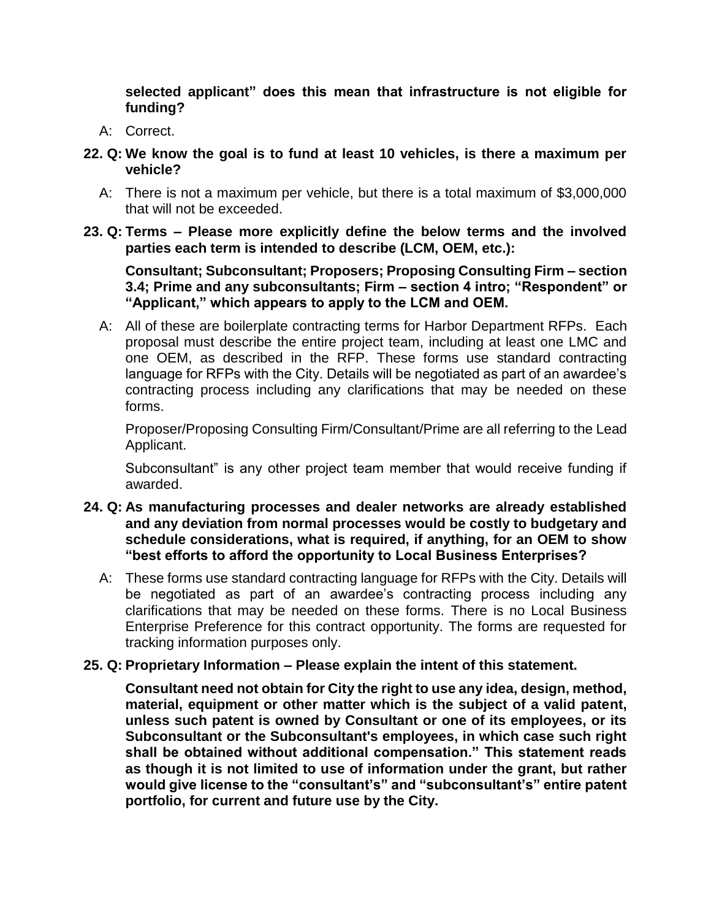**selected applicant" does this mean that infrastructure is not eligible for funding?**

A: Correct.

**22. Q: We know the goal is to fund at least 10 vehicles, is there a maximum per vehicle?**

A: There is not a maximum per vehicle, but there is a total maximum of $3,000,000 that will not be exceeded.

**23. Q: Terms – Please more explicitly define the below terms and the involved parties each term is intended to describe (LCM, OEM, etc.):**

**Consultant; Subconsultant; Proposers; Proposing Consulting Firm – section 3.4; Prime and any subconsultants; Firm – section 4 intro; "Respondent" or "Applicant," which appears to apply to the LCM and OEM.**

A: All of these are boilerplate contracting terms for Harbor Department RFPs. Each proposal must describe the entire project team, including at least one LMC and one OEM, as described in the RFP. These forms use standard contracting language for RFPs with the City. Details will be negotiated as part of an awardee's contracting process including any clarifications that may be needed on these forms.

Proposer/Proposing Consulting Firm/Consultant/Prime are all referring to the Lead Applicant.

Subconsultant" is any other project team member that would receive funding if awarded.

**24. Q: As manufacturing processes and dealer networks are already established and any deviation from normal processes would be costly to budgetary and schedule considerations, what is required, if anything, for an OEM to show "best efforts to afford the opportunity to Local Business Enterprises?**

A: These forms use standard contracting language for RFPs with the City. Details will be negotiated as part of an awardee's contracting process including any clarifications that may be needed on these forms. There is no Local Business Enterprise Preference for this contract opportunity. The forms are requested for tracking information purposes only.

**25. Q: Proprietary Information – Please explain the intent of this statement.**

**Consultant need not obtain for City the right to use any idea, design, method, material, equipment or other matter which is the subject of a valid patent, unless such patent is owned by Consultant or one of its employees, or its Subconsultant or the Subconsultant's employees, in which case such right shall be obtained without additional compensation." This statement reads as though it is not limited to use of information under the grant, but rather would give license to the "consultant's" and "subconsultant's" entire patent portfolio, for current and future use by the City.**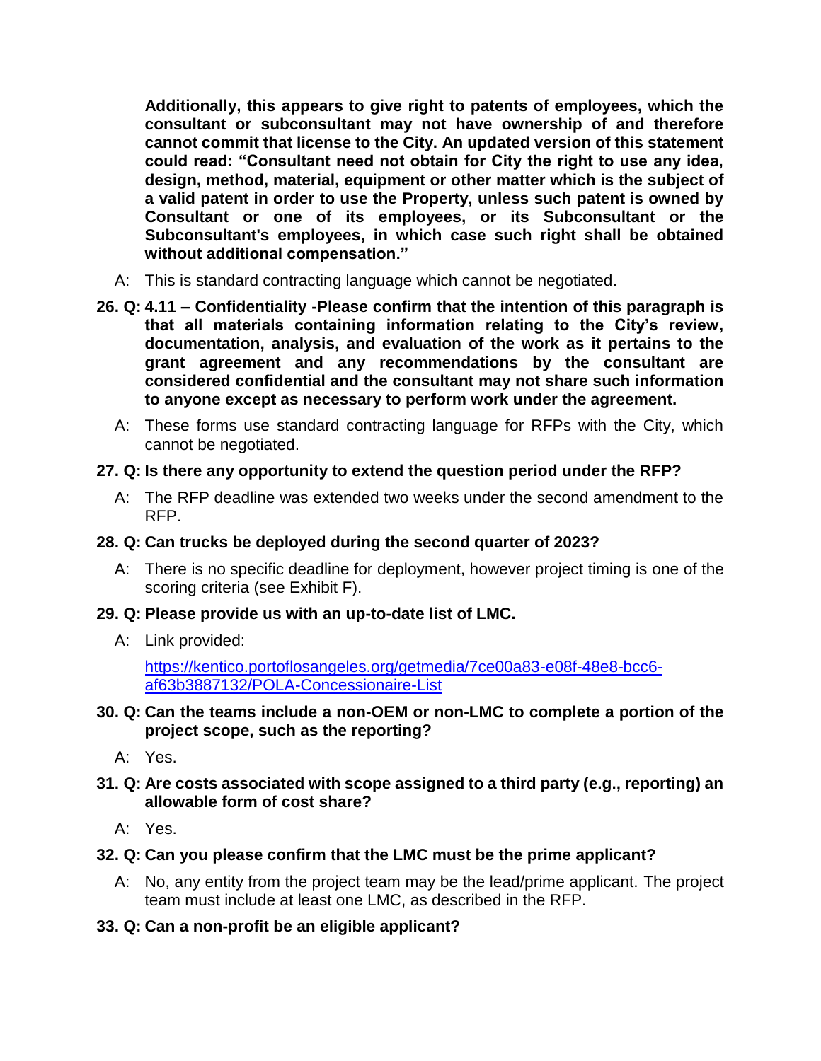**Additionally, this appears to give right to patents of employees, which the consultant or subconsultant may not have ownership of and therefore cannot commit that license to the City. An updated version of this statement could read: "Consultant need not obtain for City the right to use any idea, design, method, material, equipment or other matter which is the subject of a valid patent in order to use the Property, unless such patent is owned by Consultant or one of its employees, or its Subconsultant or the Subconsultant's employees, in which case such right shall be obtained without additional compensation."**

A: This is standard contracting language which cannot be negotiated.

**26. Q: 4.11 – Confidentiality -Please confirm that the intention of this paragraph is that all materials containing information relating to the City's review, documentation, analysis, and evaluation of the work as it pertains to the grant agreement and any recommendations by the consultant are considered confidential and the consultant may not share such information to anyone except as necessary to perform work under the agreement.**

A: These forms use standard contracting language for RFPs with the City, which cannot be negotiated.

**27. Q: Is there any opportunity to extend the question period under the RFP?**

A: The RFP deadline was extended two weeks under the second amendment to the RFP.

**28. Q: Can trucks be deployed during the second quarter of 2023?**

A: There is no specific deadline for deployment, however project timing is one of the scoring criteria (see Exhibit F).

**29. Q: Please provide us with an up-to-date list of LMC.**

A: Link provided:

[https://kentico.portoflosangeles.org/getmedia/7ce00a83-e08f-48e8-bcc6-af63b3887132/POLA-Concessionaire-List](https://kentico.portoflosangeles.org/getmedia/7ce00a83-e08f-48e8-bcc6-af63b3887132/POLA-Concessionaire-List)

**30. Q: Can the teams include a non-OEM or non-LMC to complete a portion of the project scope, such as the reporting?**

A: Yes.

**31. Q: Are costs associated with scope assigned to a third party (e.g., reporting) an allowable form of cost share?**

A: Yes.

**32. Q: Can you please confirm that the LMC must be the prime applicant?**

A: No, any entity from the project team may be the lead/prime applicant. The project team must include at least one LMC, as described in the RFP.

**33. Q: Can a non-profit be an eligible applicant?**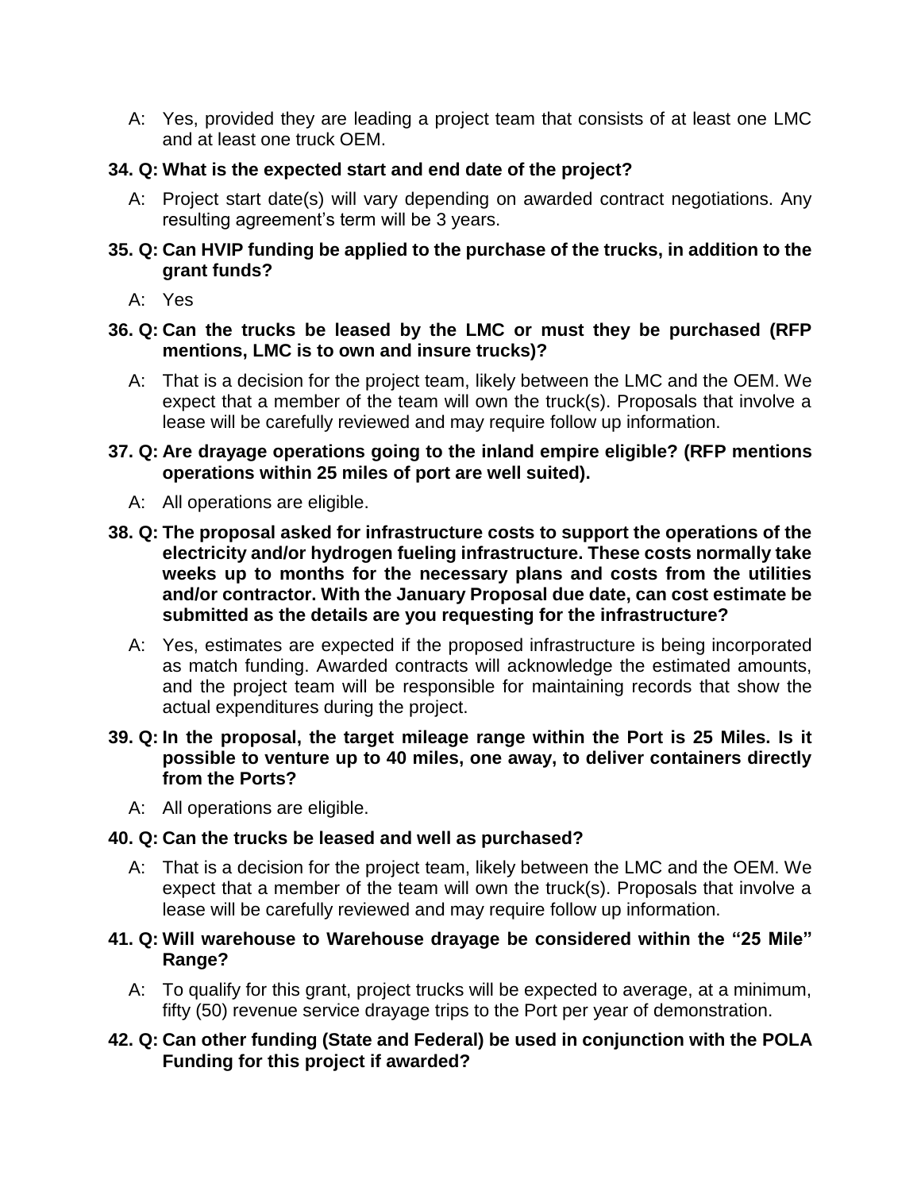A: Yes, provided they are leading a project team that consists of at least one LMC and at least one truck OEM.

**34. Q: What is the expected start and end date of the project?**

A: Project start date(s) will vary depending on awarded contract negotiations. Any resulting agreement's term will be 3 years.

**35. Q: Can HVIP funding be applied to the purchase of the trucks, in addition to the grant funds?**

A: Yes

**36. Q: Can the trucks be leased by the LMC or must they be purchased (RFP mentions, LMC is to own and insure trucks)?**

A: That is a decision for the project team, likely between the LMC and the OEM. We expect that a member of the team will own the truck(s). Proposals that involve a lease will be carefully reviewed and may require follow up information.

**37. Q: Are drayage operations going to the inland empire eligible? (RFP mentions operations within 25 miles of port are well suited).**

A: All operations are eligible.

**38. Q: The proposal asked for infrastructure costs to support the operations of the electricity and/or hydrogen fueling infrastructure. These costs normally take weeks up to months for the necessary plans and costs from the utilities and/or contractor. With the January Proposal due date, can cost estimate be submitted as the details are you requesting for the infrastructure?**

A: Yes, estimates are expected if the proposed infrastructure is being incorporated as match funding. Awarded contracts will acknowledge the estimated amounts, and the project team will be responsible for maintaining records that show the actual expenditures during the project.

**39. Q: In the proposal, the target mileage range within the Port is 25 Miles. Is it possible to venture up to 40 miles, one away, to deliver containers directly from the Ports?**

A: All operations are eligible.

**40. Q: Can the trucks be leased and well as purchased?**

A: That is a decision for the project team, likely between the LMC and the OEM. We expect that a member of the team will own the truck(s). Proposals that involve a lease will be carefully reviewed and may require follow up information.

**41. Q: Will warehouse to Warehouse drayage be considered within the "25 Mile" Range?**

A: To qualify for this grant, project trucks will be expected to average, at a minimum, fifty (50) revenue service drayage trips to the Port per year of demonstration.

**42. Q: Can other funding (State and Federal) be used in conjunction with the POLA Funding for this project if awarded?**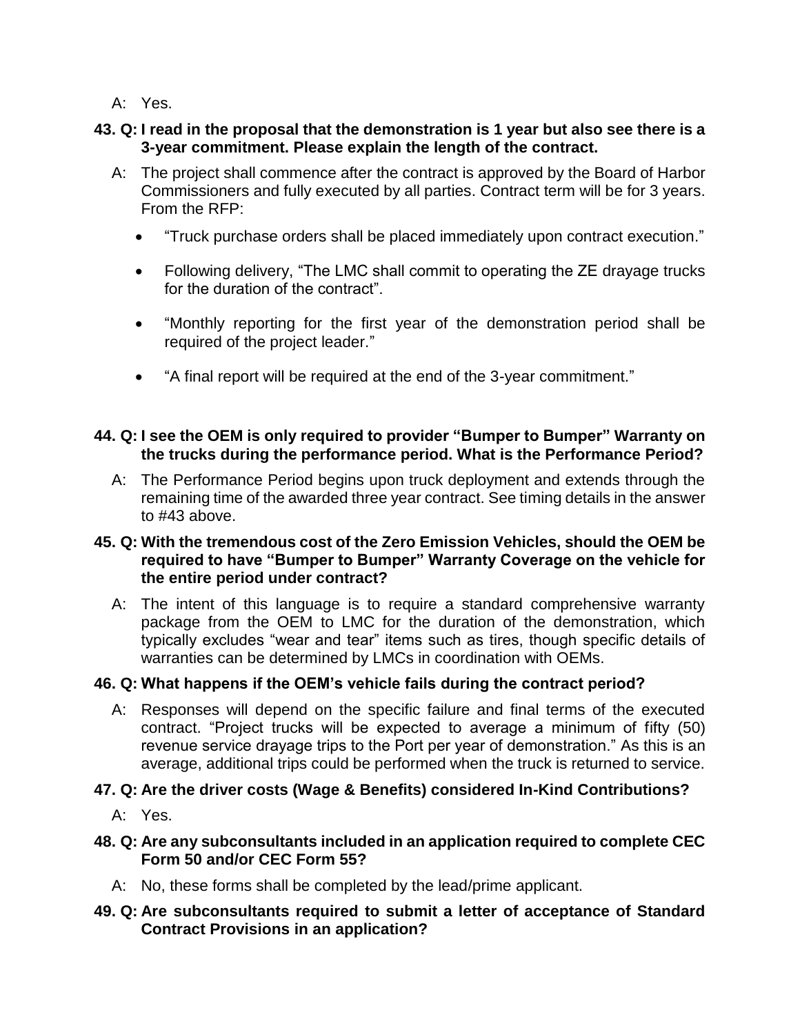A: Yes.

**43. Q: I read in the proposal that the demonstration is 1 year but also see there is a 3-year commitment. Please explain the length of the contract.**

A: The project shall commence after the contract is approved by the Board of Harbor Commissioners and fully executed by all parties. Contract term will be for 3 years. From the RFP:

- "Truck purchase orders shall be placed immediately upon contract execution."
- Following delivery, "The LMC shall commit to operating the ZE drayage trucks for the duration of the contract".
- "Monthly reporting for the first year of the demonstration period shall be required of the project leader."
- "A final report will be required at the end of the 3-year commitment."

**44. Q: I see the OEM is only required to provider "Bumper to Bumper" Warranty on the trucks during the performance period. What is the Performance Period?**

A: The Performance Period begins upon truck deployment and extends through the remaining time of the awarded three year contract. See timing details in the answer to #43 above.

**45. Q: With the tremendous cost of the Zero Emission Vehicles, should the OEM be required to have "Bumper to Bumper" Warranty Coverage on the vehicle for the entire period under contract?**

A: The intent of this language is to require a standard comprehensive warranty package from the OEM to LMC for the duration of the demonstration, which typically excludes "wear and tear" items such as tires, though specific details of warranties can be determined by LMCs in coordination with OEMs.

**46. Q: What happens if the OEM's vehicle fails during the contract period?**

A: Responses will depend on the specific failure and final terms of the executed contract. "Project trucks will be expected to average a minimum of fifty (50) revenue service drayage trips to the Port per year of demonstration." As this is an average, additional trips could be performed when the truck is returned to service.

**47. Q: Are the driver costs (Wage & Benefits) considered In-Kind Contributions?**

A: Yes.

**48. Q: Are any subconsultants included in an application required to complete CEC Form 50 and/or CEC Form 55?**

A: No, these forms shall be completed by the lead/prime applicant.

**49. Q: Are subconsultants required to submit a letter of acceptance of Standard Contract Provisions in an application?**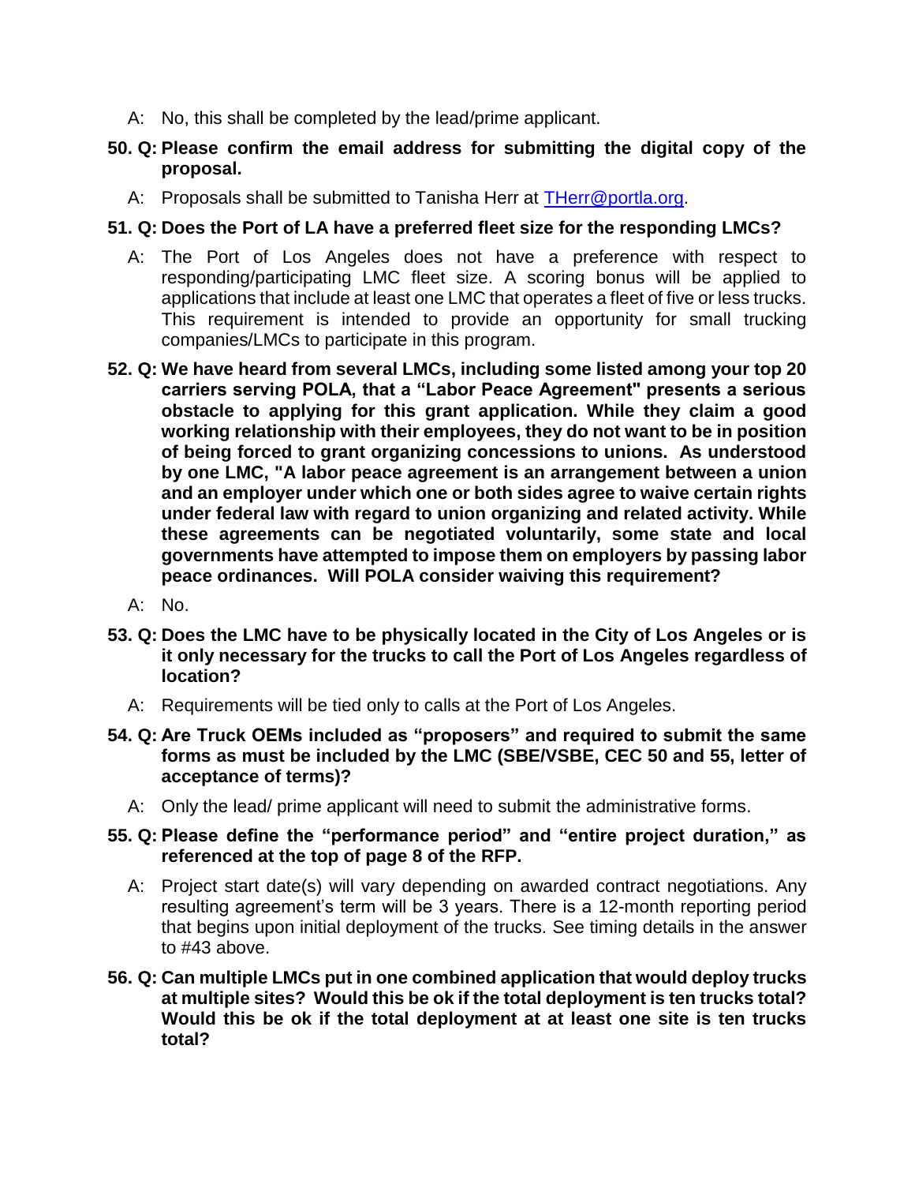A: No, this shall be completed by the lead/prime applicant.

**50. Q: Please confirm the email address for submitting the digital copy of the proposal.**

A: Proposals shall be submitted to Tanisha Herr at [THerr@portla.org](mailto:THerr@portla.org).

**51. Q: Does the Port of LA have a preferred fleet size for the responding LMCs?**

A: The Port of Los Angeles does not have a preference with respect to responding/participating LMC fleet size. A scoring bonus will be applied to applications that include at least one LMC that operates a fleet of five or less trucks. This requirement is intended to provide an opportunity for small trucking companies/LMCs to participate in this program.

**52. Q: We have heard from several LMCs, including some listed among your top 20 carriers serving POLA, that a "Labor Peace Agreement" presents a serious obstacle to applying for this grant application. While they claim a good working relationship with their employees, they do not want to be in position of being forced to grant organizing concessions to unions. As understood by one LMC, "A labor peace agreement is an arrangement between a union and an employer under which one or both sides agree to waive certain rights under federal law with regard to union organizing and related activity. While these agreements can be negotiated voluntarily, some state and local governments have attempted to impose them on employers by passing labor peace ordinances. Will POLA consider waiving this requirement?**

A: No.

**53. Q: Does the LMC have to be physically located in the City of Los Angeles or is it only necessary for the trucks to call the Port of Los Angeles regardless of location?**

A: Requirements will be tied only to calls at the Port of Los Angeles.

**54. Q: Are Truck OEMs included as "proposers" and required to submit the same forms as must be included by the LMC (SBE/VSBE, CEC 50 and 55, letter of acceptance of terms)?**

A: Only the lead/ prime applicant will need to submit the administrative forms.

**55. Q: Please define the "performance period" and "entire project duration," as referenced at the top of page 8 of the RFP.**

A: Project start date(s) will vary depending on awarded contract negotiations. Any resulting agreement's term will be 3 years. There is a 12-month reporting period that begins upon initial deployment of the trucks. See timing details in the answer to #43 above.

**56. Q: Can multiple LMCs put in one combined application that would deploy trucks at multiple sites? Would this be ok if the total deployment is ten trucks total? Would this be ok if the total deployment at at least one site is ten trucks total?**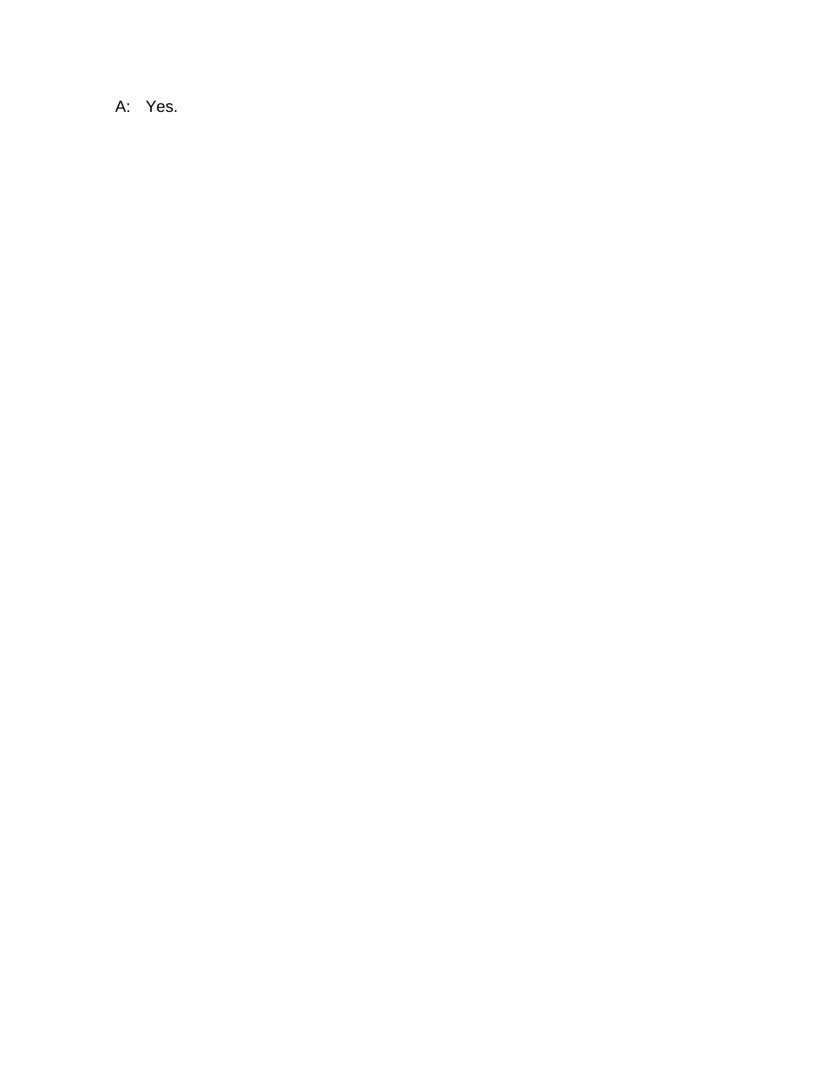A: Yes.